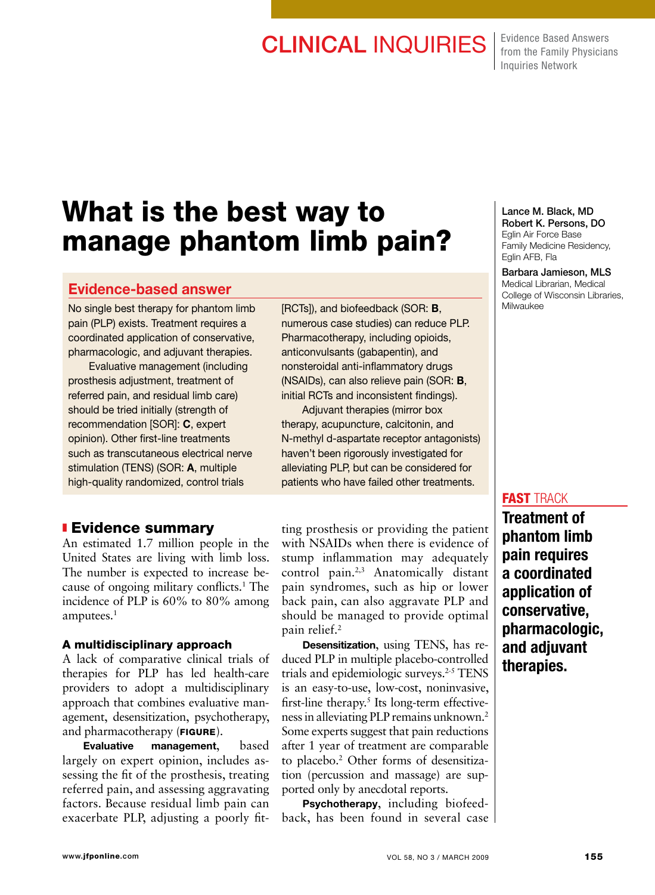CLINICAL INQUIRIES — Evidence Based Answers from the Family Physicians Inquiries Network

# What is the best way to manage phantom limb pain?

**Lance M. Black, MD**
**Robert K. Persons, DO**
Eglin Air Force Base Family Medicine Residency, Eglin AFB, Fla

**Barbara Jamieson, MLS**
Medical Librarian, Medical College of Wisconsin Libraries, Milwaukee

## Evidence-based answer

No single best therapy for phantom limb pain (PLP) exists. Treatment requires a coordinated application of conservative, pharmacologic, and adjuvant therapies.

Evaluative management (including prosthesis adjustment, treatment of referred pain, and residual limb care) should be tried initially (strength of recommendation [SOR]: **C**, expert opinion). Other first-line treatments such as transcutaneous electrical nerve stimulation (TENS) (SOR: **A**, multiple high-quality randomized, control trials [RCTs]), and biofeedback (SOR: **B**, numerous case studies) can reduce PLP. Pharmacotherapy, including opioids, anticonvulsants (gabapentin), and nonsteroidal anti-inflammatory drugs (NSAIDs), can also relieve pain (SOR: **B**, initial RCTs and inconsistent findings).

Adjuvant therapies (mirror box therapy, acupuncture, calcitonin, and N-methyl d-aspartate receptor antagonists) haven't been rigorously investigated for alleviating PLP, but can be considered for patients who have failed other treatments.

**FAST TRACK**
**Treatment of phantom limb pain requires a coordinated application of conservative, pharmacologic, and adjuvant therapies.**

## Evidence summary

An estimated 1.7 million people in the United States are living with limb loss. The number is expected to increase because of ongoing military conflicts.[1] The incidence of PLP is 60% to 80% among amputees.[1]

### A multidisciplinary approach

A lack of comparative clinical trials of therapies for PLP has led health-care providers to adopt a multidisciplinary approach that combines evaluative management, desensitization, psychotherapy, and pharmacotherapy (**FIGURE**).

**Evaluative management**, based largely on expert opinion, includes assessing the fit of the prosthesis, treating referred pain, and assessing aggravating factors. Because residual limb pain can exacerbate PLP, adjusting a poorly fitting prosthesis or providing the patient with NSAIDs when there is evidence of stump inflammation may adequately control pain.[2,3] Anatomically distant pain syndromes, such as hip or lower back pain, can also aggravate PLP and should be managed to provide optimal pain relief.[2]

**Desensitization**, using TENS, has reduced PLP in multiple placebo-controlled trials and epidemiologic surveys.[2-5] TENS is an easy-to-use, low-cost, noninvasive, first-line therapy.[5] Its long-term effectiveness in alleviating PLP remains unknown.[2] Some experts suggest that pain reductions after 1 year of treatment are comparable to placebo.[2] Other forms of desensitization (percussion and massage) are supported only by anecdotal reports.

**Psychotherapy**, including biofeedback, has been found in several case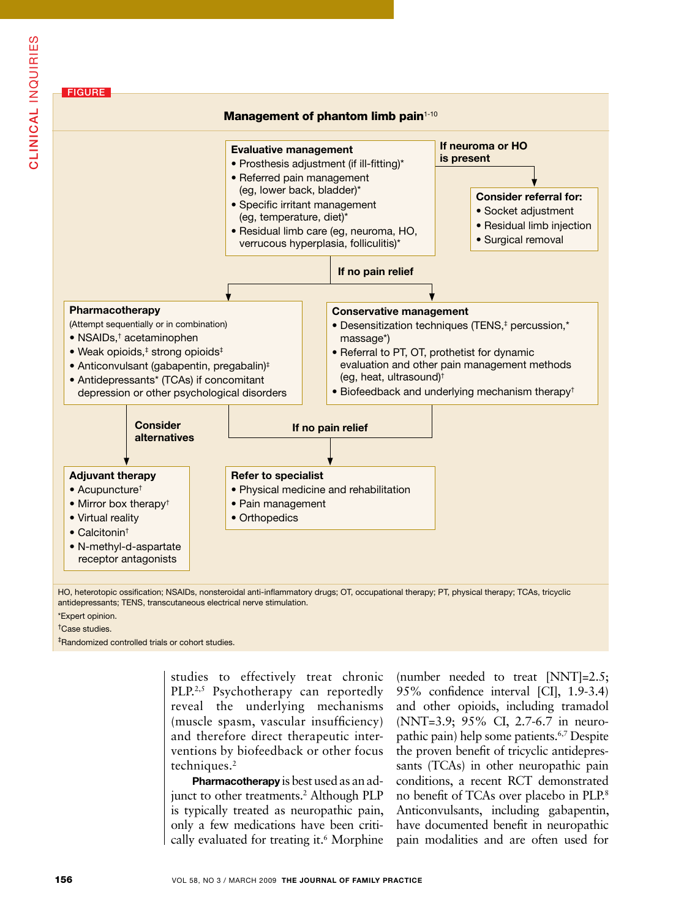FIGURE

**Management of phantom limb pain**[1-10]

**Evaluative management**
- Prosthesis adjustment (if ill-fitting)*
- Referred pain management (eg, lower back, bladder)*
- Specific irritant management (eg, temperature, diet)*
- Residual limb care (eg, neuroma, HO, verrucous hyperplasia, folliculitis)*

**If neuroma or HO is present** →

**Consider referral for:**
- Socket adjustment
- Residual limb injection
- Surgical removal

**If no pain relief** →

**Pharmacotherapy**
(Attempt sequentially or in combination)
- NSAIDs,† acetaminophen
- Weak opioids,‡ strong opioids‡
- Anticonvulsant (gabapentin, pregabalin)‡
- Antidepressants* (TCAs) if concomitant depression or other psychological disorders

**Conservative management**
- Desensitization techniques (TENS,‡ percussion,* massage*)
- Referral to PT, OT, prosthetist for dynamic evaluation and other pain management methods (eg, heat, ultrasound)†
- Biofeedback and underlying mechanism therapy†

**Consider alternatives** →

**Adjuvant therapy**
- Acupuncture†
- Mirror box therapy†
- Virtual reality
- Calcitonin†
- N-methyl-d-aspartate receptor antagonists

**If no pain relief** →

**Refer to specialist**
- Physical medicine and rehabilitation
- Pain management
- Orthopedics

HO, heterotopic ossification; NSAIDs, nonsteroidal anti-inflammatory drugs; OT, occupational therapy; PT, physical therapy; TCAs, tricyclic antidepressants; TENS, transcutaneous electrical nerve stimulation.

*Expert opinion.

†Case studies.

‡Randomized controlled trials or cohort studies.

studies to effectively treat chronic PLP.[2,5] Psychotherapy can reportedly reveal the underlying mechanisms (muscle spasm, vascular insufficiency) and therefore direct therapeutic interventions by biofeedback or other focus techniques.[2]

**Pharmacotherapy** is best used as an adjunct to other treatments.[2] Although PLP is typically treated as neuropathic pain, only a few medications have been critically evaluated for treating it.[6] Morphine (number needed to treat [NNT]=2.5; 95% confidence interval [CI], 1.9-3.4) and other opioids, including tramadol (NNT=3.9; 95% CI, 2.7-6.7 in neuropathic pain) help some patients.[6,7] Despite the proven benefit of tricyclic antidepressants (TCAs) in other neuropathic pain conditions, a recent RCT demonstrated no benefit of TCAs over placebo in PLP.[8] Anticonvulsants, including gabapentin, have documented benefit in neuropathic pain modalities and are often used for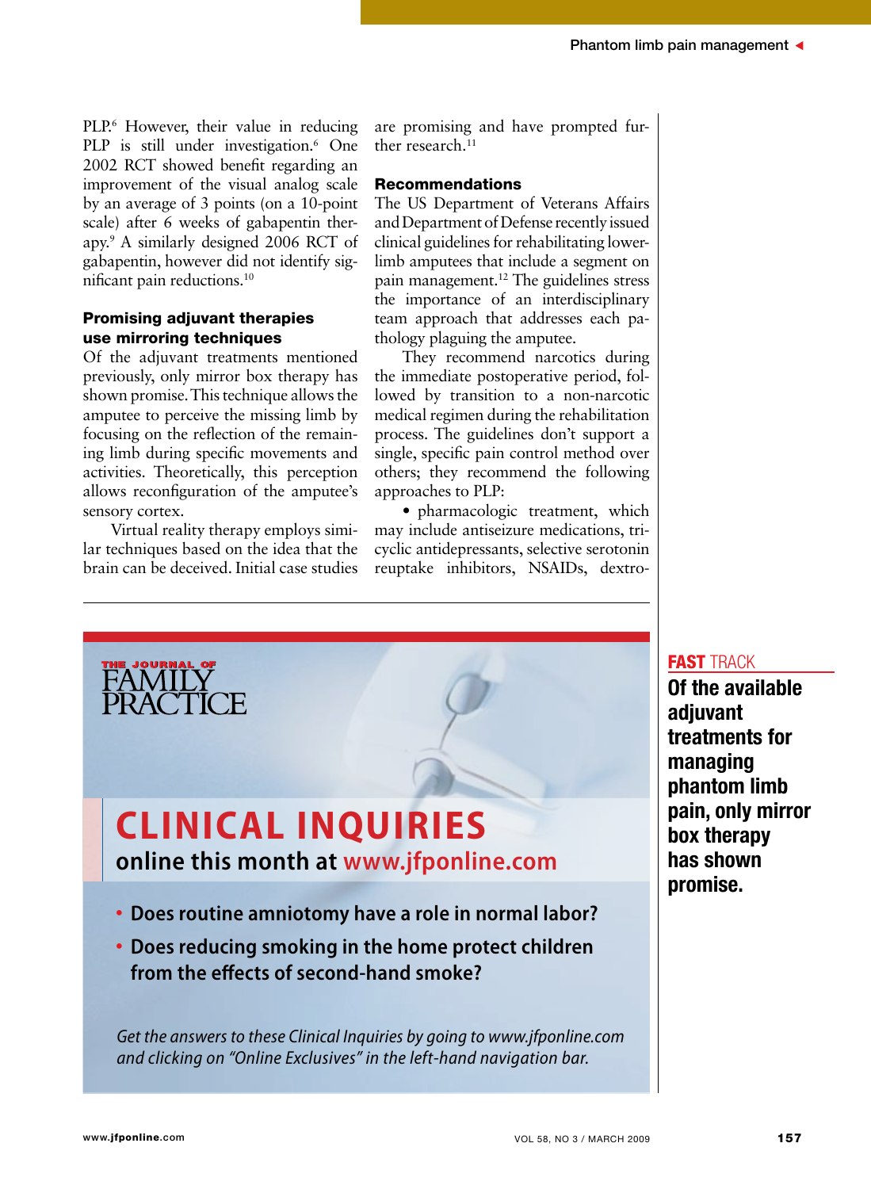PLP.[6] However, their value in reducing PLP is still under investigation.[6] One 2002 RCT showed benefit regarding an improvement of the visual analog scale by an average of 3 points (on a 10-point scale) after 6 weeks of gabapentin therapy.[9] A similarly designed 2006 RCT of gabapentin, however did not identify significant pain reductions.[10]

### Promising adjuvant therapies use mirroring techniques

Of the adjuvant treatments mentioned previously, only mirror box therapy has shown promise. This technique allows the amputee to perceive the missing limb by focusing on the reflection of the remaining limb during specific movements and activities. Theoretically, this perception allows reconfiguration of the amputee's sensory cortex.

Virtual reality therapy employs similar techniques based on the idea that the brain can be deceived. Initial case studies are promising and have prompted further research.[11]

### Recommendations

The US Department of Veterans Affairs and Department of Defense recently issued clinical guidelines for rehabilitating lower-limb amputees that include a segment on pain management.[12] The guidelines stress the importance of an interdisciplinary team approach that addresses each pathology plaguing the amputee.

They recommend narcotics during the immediate postoperative period, followed by transition to a non-narcotic medical regimen during the rehabilitation process. The guidelines don't support a single, specific pain control method over others; they recommend the following approaches to PLP:

- pharmacologic treatment, which may include antiseizure medications, tricyclic antidepressants, selective serotonin reuptake inhibitors, NSAIDs, dextro-

**FAST TRACK**

**Of the available adjuvant treatments for managing phantom limb pain, only mirror box therapy has shown promise.**

THE JOURNAL OF FAMILY PRACTICE

**CLINICAL INQUIRIES**

**online this month at www.jfponline.com**

- **Does routine amniotomy have a role in normal labor?**
- **Does reducing smoking in the home protect children from the effects of second-hand smoke?**

*Get the answers to these Clinical Inquiries by going to www.jfponline.com and clicking on "Online Exclusives" in the left-hand navigation bar.*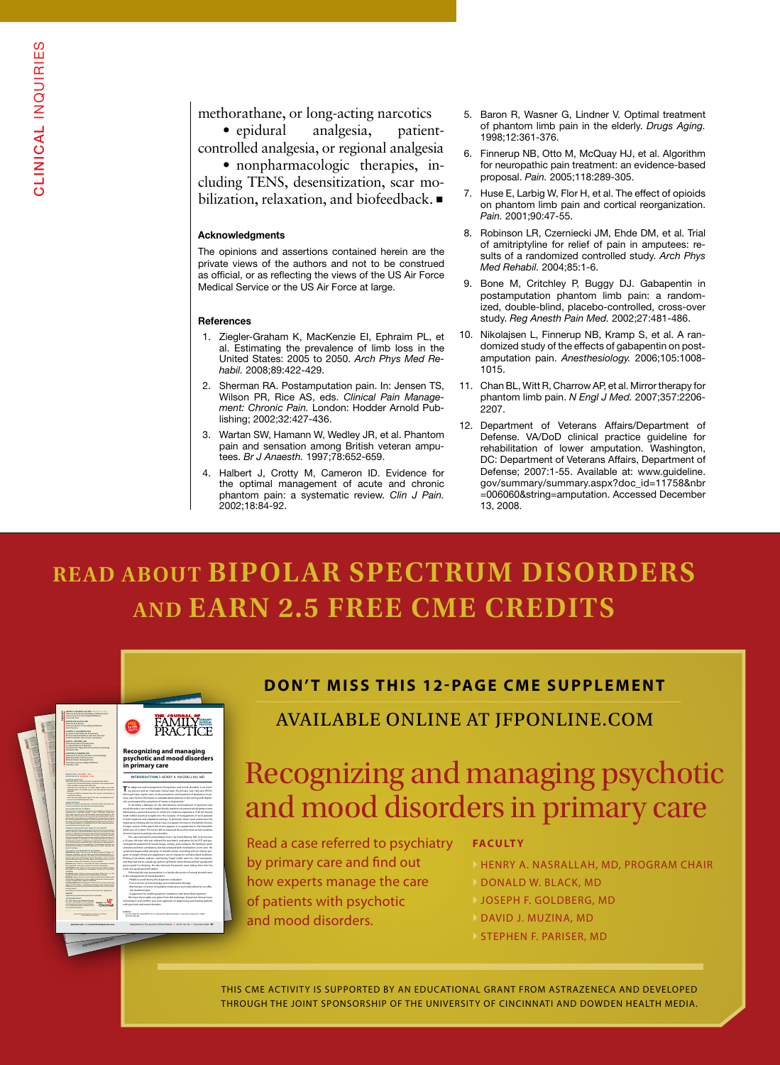methorathane, or long-acting narcotics

- epidural analgesia, patient-controlled analgesia, or regional analgesia
- nonpharmacologic therapies, including TENS, desensitization, scar mobilization, relaxation, and biofeedback. ■

### Acknowledgments

The opinions and assertions contained herein are the private views of the authors and not to be construed as official, or as reflecting the views of the US Air Force Medical Service or the US Air Force at large.

### References

1. Ziegler-Graham K, MacKenzie EI, Ephraim PL, et al. Estimating the prevalence of limb loss in the United States: 2005 to 2050. *Arch Phys Med Rehabil.* 2008;89:422-429.
2. Sherman RA. Postamputation pain. In: Jensen TS, Wilson PR, Rice AS, eds. *Clinical Pain Management: Chronic Pain.* London: Hodder Arnold Publishing; 2002;32:427-436.
3. Wartan SW, Hamann W, Wedley JR, et al. Phantom pain and sensation among British veteran amputees. *Br J Anaesth.* 1997;78:652-659.
4. Halbert J, Crotty M, Cameron ID. Evidence for the optimal management of acute and chronic phantom pain: a systematic review. *Clin J Pain.* 2002;18:84-92.
5. Baron R, Wasner G, Lindner V. Optimal treatment of phantom limb pain in the elderly. *Drugs Aging.* 1998;12:361-376.
6. Finnerup NB, Otto M, McQuay HJ, et al. Algorithm for neuropathic pain treatment: an evidence-based proposal. *Pain.* 2005;118:289-305.
7. Huse E, Larbig W, Flor H, et al. The effect of opioids on phantom limb pain and cortical reorganization. *Pain.* 2001;90:47-55.
8. Robinson LR, Czerniecki JM, Ehde DM, et al. Trial of amitriptyline for relief of pain in amputees: results of a randomized controlled study. *Arch Phys Med Rehabil.* 2004;85:1-6.
9. Bone M, Critchley P, Buggy DJ. Gabapentin in postamputation phantom limb pain: a randomized, double-blind, placebo-controlled, cross-over study. *Reg Anesth Pain Med.* 2002;27:481-486.
10. Nikolajsen L, Finnerup NB, Kramp S, et al. A randomized study of the effects of gabapentin on postamputation pain. *Anesthesiology.* 2006;105:1008-1015.
11. Chan BL, Witt R, Charrow AP, et al. Mirror therapy for phantom limb pain. *N Engl J Med.* 2007;357:2206-2207.
12. Department of Veterans Affairs/Department of Defense. VA/DoD clinical practice guideline for rehabilitation of lower amputation. Washington, DC: Department of Veterans Affairs, Department of Defense; 2007:1-55. Available at: www.guideline.gov/summary/summary.aspx?doc_id=11758&nbr=006060&string=amputation. Accessed December 13, 2008.

## READ ABOUT BIPOLAR SPECTRUM DISORDERS AND EARN 2.5 FREE CME CREDITS

**DON'T MISS THIS 12-PAGE CME SUPPLEMENT**

AVAILABLE ONLINE AT JFPONLINE.COM

# Recognizing and managing psychotic and mood disorders in primary care

Read a case referred to psychiatry by primary care and find out how experts manage the care of patients with psychotic and mood disorders.

**FACULTY**

- HENRY A. NASRALLAH, MD, PROGRAM CHAIR
- DONALD W. BLACK, MD
- JOSEPH F. GOLDBERG, MD
- DAVID J. MUZINA, MD
- STEPHEN F. PARISER, MD

THIS CME ACTIVITY IS SUPPORTED BY AN EDUCATIONAL GRANT FROM ASTRAZENECA AND DEVELOPED THROUGH THE JOINT SPONSORSHIP OF THE UNIVERSITY OF CINCINNATI AND DOWDEN HEALTH MEDIA.